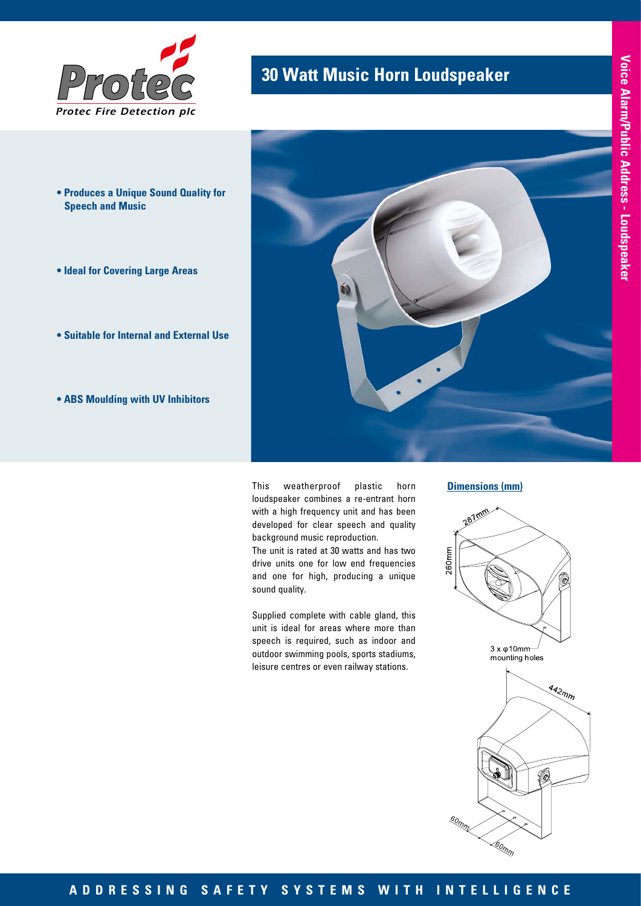Protec

*Protec Fire Detection plc*

# 30 Watt Music Horn Loudspeaker

Voice Alarm/Public Address - Loudspeaker

- **Produces a Unique Sound Quality for Speech and Music**
- **Ideal for Covering Large Areas**
- **Suitable for Internal and External Use**
- **ABS Moulding with UV Inhibitors**

This weatherproof plastic horn loudspeaker combines a re-entrant horn with a high frequency unit and has been developed for clear speech and quality background music reproduction.

The unit is rated at 30 watts and has two drive units one for low end frequencies and one for high, producing a unique sound quality.

Supplied complete with cable gland, this unit is ideal for areas where more than speech is required, such as indoor and outdoor swimming pools, sports stadiums, leisure centres or even railway stations.

## Dimensions (mm)

287mm

260mm

3 x φ10mm mounting holes

442mm

60mm

60mm

ADDRESSING SAFETY SYSTEMS WITH INTELLIGENCE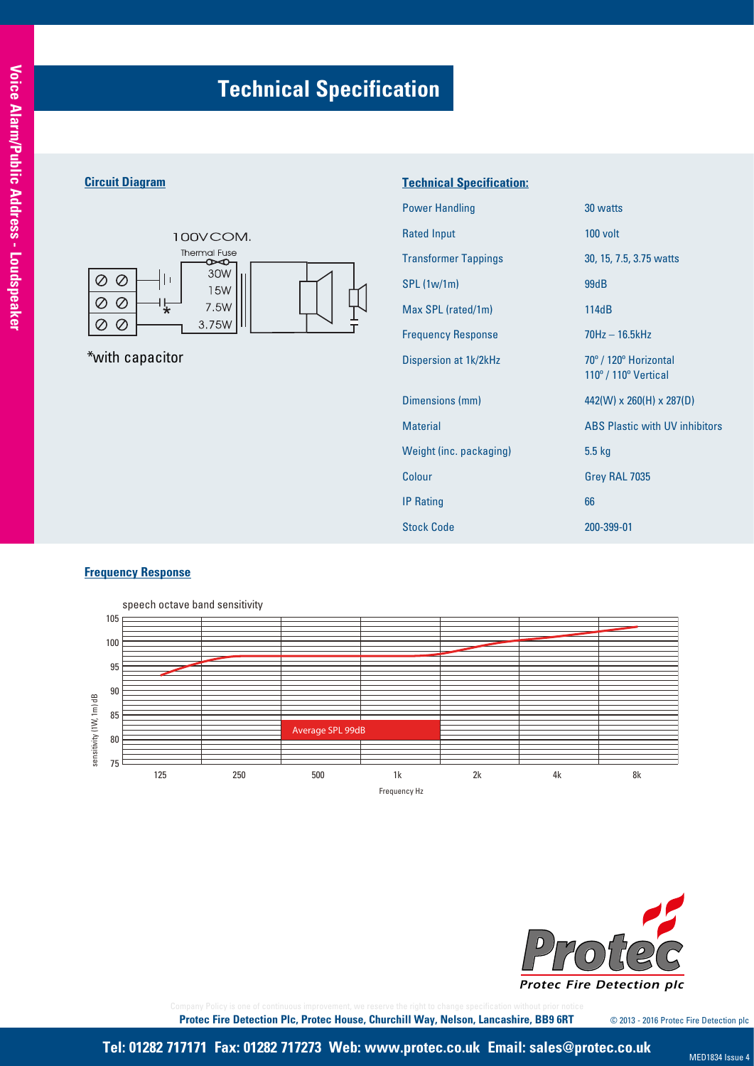# Technical Specification

### Circuit Diagram

100V COM.

Thermal Fuse

30W

15W

7.5W

3.75W

*with capacitor

### Technical Specification:

| | |
|---|---|
| Power Handling | 30 watts |
| Rated Input | 100 volt |
| Transformer Tappings | 30, 15, 7.5, 3.75 watts |
| SPL (1w/1m) | 99dB |
| Max SPL (rated/1m) | 114dB |
| Frequency Response | 70Hz – 16.5kHz |
| Dispersion at 1k/2kHz | 70º / 120º Horizontal<br>110º / 110º Vertical |
| Dimensions (mm) | 442(W) x 260(H) x 287(D) |
| Material | ABS Plastic with UV inhibitors |
| Weight (inc. packaging) | 5.5 kg |
| Colour | Grey RAL 7035 |
| IP Rating | 66 |
| Stock Code | 200-399-01 |

### Frequency Response

speech octave band sensitivity

sensitivity (1W, 1m) dB

105
100
95
90
85
80
75

Average SPL 99dB

125
250
500
1k
2k
4k
8k

Frequency Hz

Protec Fire Detection plc

Company Policy is one of continuous improvement, we reserve the right to change specification without prior notice

**Protec Fire Detection Plc, Protec House, Churchill Way, Nelson, Lancashire, BB9 6RT**

© 2013 - 2016 Protec Fire Detection plc

**Tel: 01282 717171 Fax: 01282 717273 Web: www.protec.co.uk Email: sales@protec.co.uk**

MED1834 Issue 4